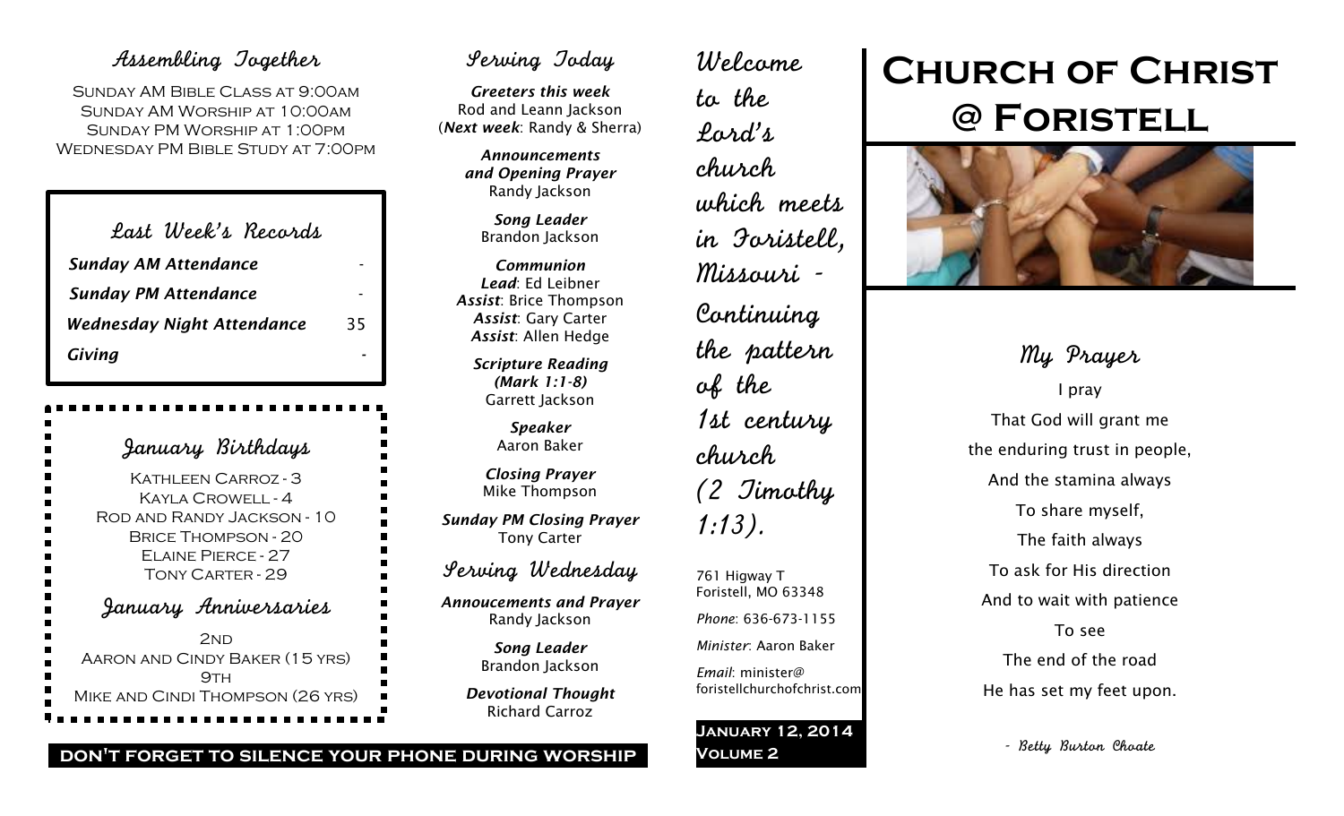## Assembling Together

SUNDAY AM BIBLE CLASS AT 9:00AM
SUNDAY AM WORSHIP AT 10:00AM
SUNDAY PM WORSHIP AT 1:00PM
WEDNESDAY PM BIBLE STUDY AT 7:00PM

## Last Week's Records

| | |
|---|---|
| ***Sunday AM Attendance*** | - |
| ***Sunday PM Attendance*** | - |
| ***Wednesday Night Attendance*** | 35 |
| ***Giving*** | - |

## January Birthdays

KATHLEEN CARROZ - 3
KAYLA CROWELL - 4
ROD AND RANDY JACKSON - 10
BRICE THOMPSON - 20
ELAINE PIERCE - 27
TONY CARTER - 29

## January Anniversaries

2ND
AARON AND CINDY BAKER (15 YRS)
9TH
MIKE AND CINDI THOMPSON (26 YRS)

## Serving Today

***Greeters this week***
Rod and Leann Jackson
(***Next week***: Randy & Sherra)

***Announcements and Opening Prayer***
Randy Jackson

***Song Leader***
Brandon Jackson

***Communion***
***Lead***: Ed Leibner
***Assist***: Brice Thompson
***Assist***: Gary Carter
***Assist***: Allen Hedge

***Scripture Reading (Mark 1:1-8)***
Garrett Jackson

***Speaker***
Aaron Baker

***Closing Prayer***
Mike Thompson

***Sunday PM Closing Prayer***
Tony Carter

## Serving Wednesday

***Annoucements and Prayer***
Randy Jackson

***Song Leader***
Brandon Jackson

***Devotional Thought***
Richard Carroz

**DON'T FORGET TO SILENCE YOUR PHONE DURING WORSHIP**

*Welcome to the Lord's church which meets in Foristell, Missouri - Continuing the pattern of the 1st century church (2 Timothy 1:13).*

761 Higway T
Foristell, MO 63348

*Phone*: 636-673-1155

*Minister*: Aaron Baker

*Email*: minister@foristellchurchofchrist.com

**JANUARY 12, 2014**
**VOLUME 2**

# Church of Christ @ Foristell

## My Prayer

I pray
That God will grant me
the enduring trust in people,
And the stamina always
To share myself,
The faith always
To ask for His direction
And to wait with patience
To see
The end of the road
He has set my feet upon.

*- Betty Burton Choate*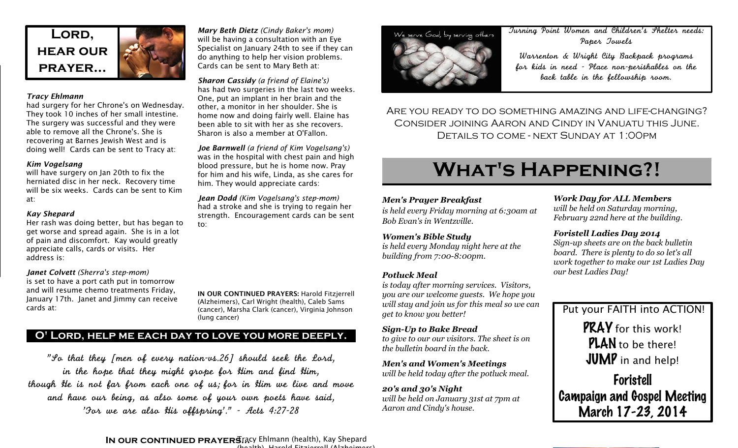# Lord, hear our prayer...

***Tracy Ehlmann***
had surgery for her Chrone's on Wednesday. They took 10 inches of her small intestine. The surgery was successful and they were able to remove all the Chrone's. She is recovering at Barnes Jewish West and is doing well! Cards can be sent to Tracy at:

***Kim Vogelsang***
will have surgery on Jan 20th to fix the herniated disc in her neck. Recovery time will be six weeks. Cards can be sent to Kim at:

***Kay Shepard***
Her rash was doing better, but has begun to get worse and spread again. She is in a lot of pain and discomfort. Kay would greatly appreciate calls, cards or visits. Her address is:

***Janet Colvett*** *(Sherra's step-mom)*
is set to have a port cath put in tomorrow and will resume chemo treatments Friday, January 17th. Janet and Jimmy can receive cards at:

***Mary Beth Dietz*** *(Cindy Baker's mom)*
will be having a consultation with an Eye Specialist on January 24th to see if they can do anything to help her vision problems. Cards can be sent to Mary Beth at:

***Sharon Cassidy*** *(a friend of Elaine's)*
has had two surgeries in the last two weeks. One, put an implant in her brain and the other, a monitor in her shoulder. She is home now and doing fairly well. Elaine has been able to sit with her as she recovers. Sharon is also a member at O'Fallon.

***Joe Barnwell*** *(a friend of Kim Vogelsang's)*
was in the hospital with chest pain and high blood pressure, but he is home now. Pray for him and his wife, Linda, as she cares for him. They would appreciate cards:

***Jean Dodd*** *(Kim Vogelsang's step-mom)*
had a stroke and she is trying to regain her strength. Encouragement cards can be sent to:

**IN OUR CONTINUED PRAYERS:** Harold Fitzjerrell (Alzheimers), Carl Wright (health), Caleb Sams (cancer), Marsha Clark (cancer), Virginia Johnson (lung cancer)

## O' Lord, help me each day to love you more deeply.

"So that they [men of every nation-vs.26] should seek the Lord,
in the hope that they might grope for Him and find Him,
though He is not far from each one of us; for in Him we live and move
and have our being, as also some of your own poets have said,
'For we are also His offspring'." - Acts 4:27-28

**In our continued prayers:** Tracy Ehlmann (health), Kay Shepard (health), Harold Fitzjerrell (Alzheimers)

We serve God, by serving others

Turning Point Women and Children's Shelter needs: Paper Towels

Warrenton & Wright City Backpack programs for kids in need - Place non-perishables on the back table in the fellowship room.

Are you ready to do something amazing and life-changing? Consider joining Aaron and Cindy in Vanuatu this June. Details to come - next Sunday at 1:00pm

# What's Happening?!

***Men's Prayer Breakfast***
*is held every Friday morning at 6:30am at Bob Evan's in Wentzville.*

***Women's Bible Study***
*is held every Monday night here at the building from 7:00-8:00pm.*

***Potluck Meal***
*is today after morning services. Visitors, you are our welcome guests. We hope you will stay and join us for this meal so we can get to know you better!*

***Sign-Up to Bake Bread***
*to give to our our visitors. The sheet is on the bulletin board in the back.*

***Men's and Women's Meetings***
*will be held today after the potluck meal.*

***20's and 30's Night***
*will be held on January 31st at 7pm at Aaron and Cindy's house.*

***Work Day for ALL Members***
*will be held on Saturday morning, February 22nd here at the building.*

***Foristell Ladies Day 2014***
*Sign-up sheets are on the back bulletin board. There is plenty to do so let's all work together to make our 1st Ladies Day our best Ladies Day!*

Put your FAITH into ACTION!

**PRAY** for this work!
**PLAN** to be there!
**JUMP** in and help!

**Foristell**
**Campaign and Gospel Meeting**
**March 17-23, 2014**